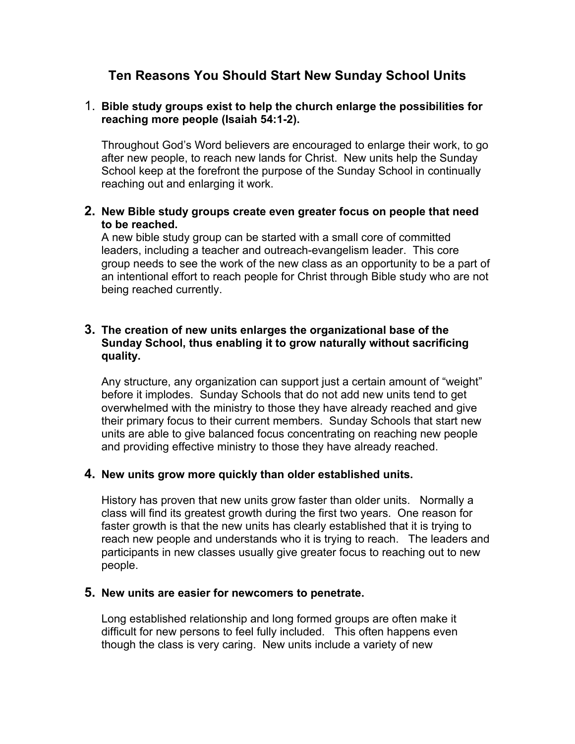# Ten Reasons You Should Start New Sunday School Units

1. **Bible study groups exist to help the church enlarge the possibilities for reaching more people (Isaiah 54:1-2).**

   Throughout God's Word believers are encouraged to enlarge their work, to go after new people, to reach new lands for Christ. New units help the Sunday School keep at the forefront the purpose of the Sunday School in continually reaching out and enlarging it work.

2. **New Bible study groups create even greater focus on people that need to be reached.**
   A new bible study group can be started with a small core of committed leaders, including a teacher and outreach-evangelism leader. This core group needs to see the work of the new class as an opportunity to be a part of an intentional effort to reach people for Christ through Bible study who are not being reached currently.

3. **The creation of new units enlarges the organizational base of the Sunday School, thus enabling it to grow naturally without sacrificing quality.**

   Any structure, any organization can support just a certain amount of "weight" before it implodes. Sunday Schools that do not add new units tend to get overwhelmed with the ministry to those they have already reached and give their primary focus to their current members. Sunday Schools that start new units are able to give balanced focus concentrating on reaching new people and providing effective ministry to those they have already reached.

4. **New units grow more quickly than older established units.**

   History has proven that new units grow faster than older units. Normally a class will find its greatest growth during the first two years. One reason for faster growth is that the new units has clearly established that it is trying to reach new people and understands who it is trying to reach. The leaders and participants in new classes usually give greater focus to reaching out to new people.

5. **New units are easier for newcomers to penetrate.**

   Long established relationship and long formed groups are often make it difficult for new persons to feel fully included. This often happens even though the class is very caring. New units include a variety of new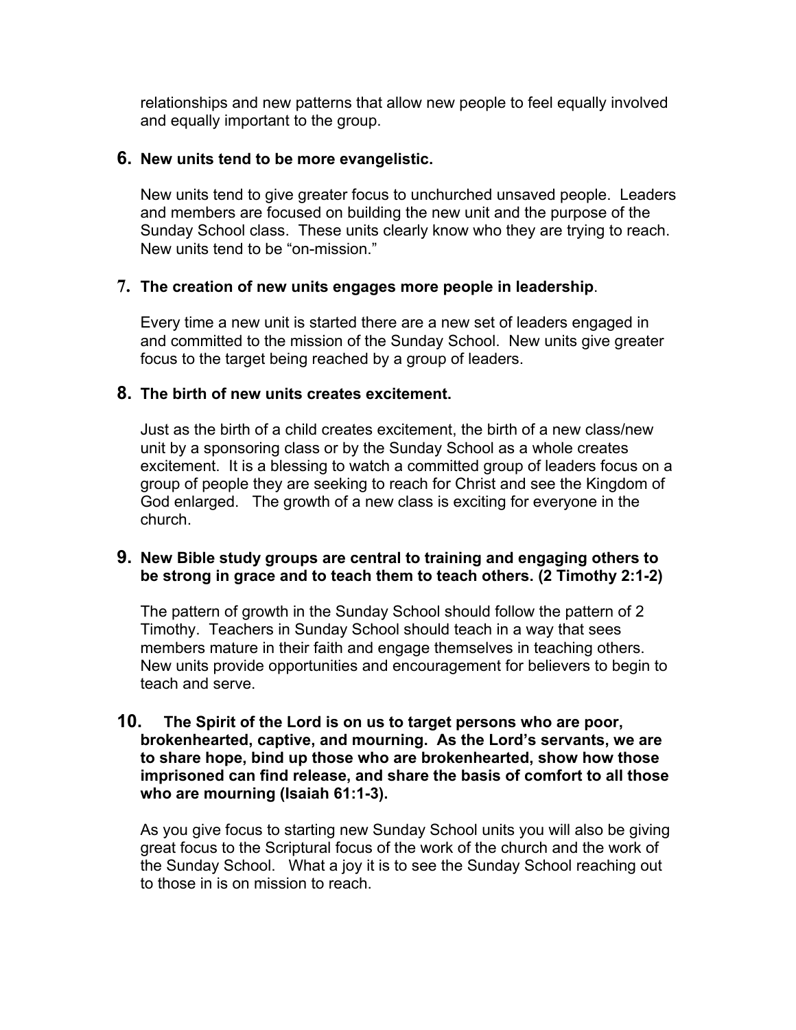relationships and new patterns that allow new people to feel equally involved and equally important to the group.

**6. New units tend to be more evangelistic.**

New units tend to give greater focus to unchurched unsaved people. Leaders and members are focused on building the new unit and the purpose of the Sunday School class. These units clearly know who they are trying to reach. New units tend to be "on-mission."

**7. The creation of new units engages more people in leadership**.

Every time a new unit is started there are a new set of leaders engaged in and committed to the mission of the Sunday School. New units give greater focus to the target being reached by a group of leaders.

**8. The birth of new units creates excitement.**

Just as the birth of a child creates excitement, the birth of a new class/new unit by a sponsoring class or by the Sunday School as a whole creates excitement. It is a blessing to watch a committed group of leaders focus on a group of people they are seeking to reach for Christ and see the Kingdom of God enlarged. The growth of a new class is exciting for everyone in the church.

**9. New Bible study groups are central to training and engaging others to be strong in grace and to teach them to teach others. (2 Timothy 2:1-2)**

The pattern of growth in the Sunday School should follow the pattern of 2 Timothy. Teachers in Sunday School should teach in a way that sees members mature in their faith and engage themselves in teaching others. New units provide opportunities and encouragement for believers to begin to teach and serve.

**10. The Spirit of the Lord is on us to target persons who are poor, brokenhearted, captive, and mourning. As the Lord's servants, we are to share hope, bind up those who are brokenhearted, show how those imprisoned can find release, and share the basis of comfort to all those who are mourning (Isaiah 61:1-3).**

As you give focus to starting new Sunday School units you will also be giving great focus to the Scriptural focus of the work of the church and the work of the Sunday School. What a joy it is to see the Sunday School reaching out to those in is on mission to reach.